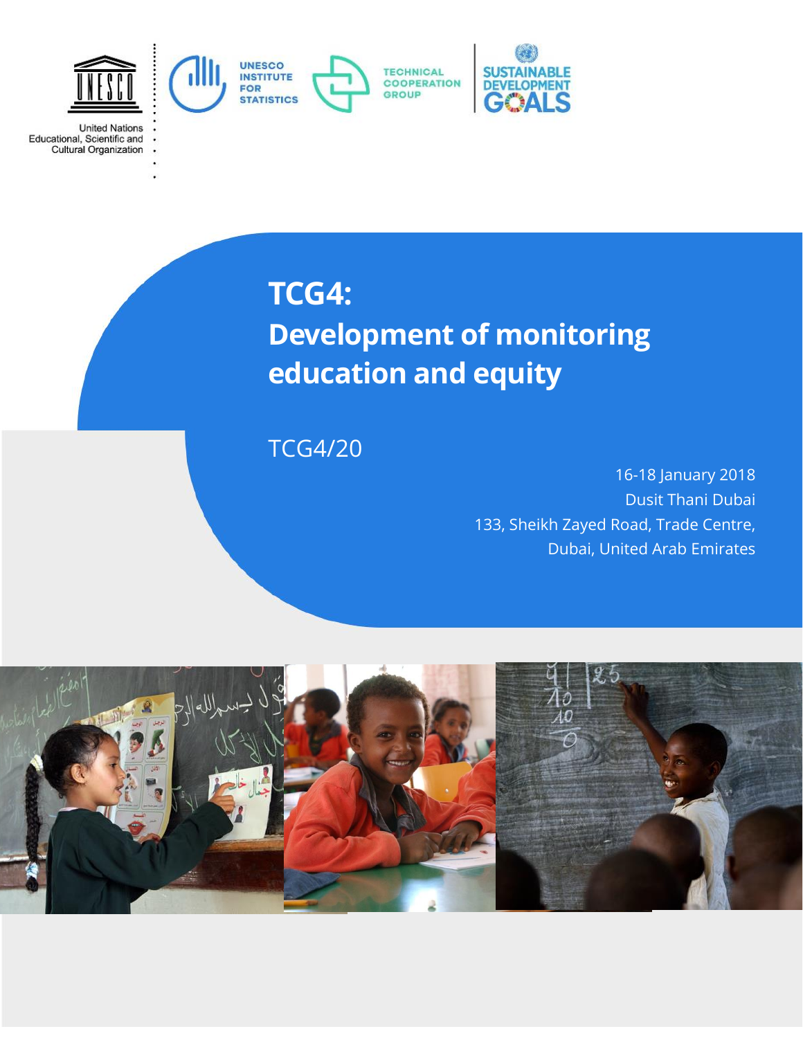United Nations
Educational, Scientific and
Cultural Organization

UNESCO INSTITUTE FOR STATISTICS

TECHNICAL COOPERATION GROUP

SUSTAINABLE DEVELOPMENT GOALS

# TCG4:
# Development of monitoring education and equity

TCG4/20

16-18 January 2018
Dusit Thani Dubai
133, Sheikh Zayed Road, Trade Centre,
Dubai, United Arab Emirates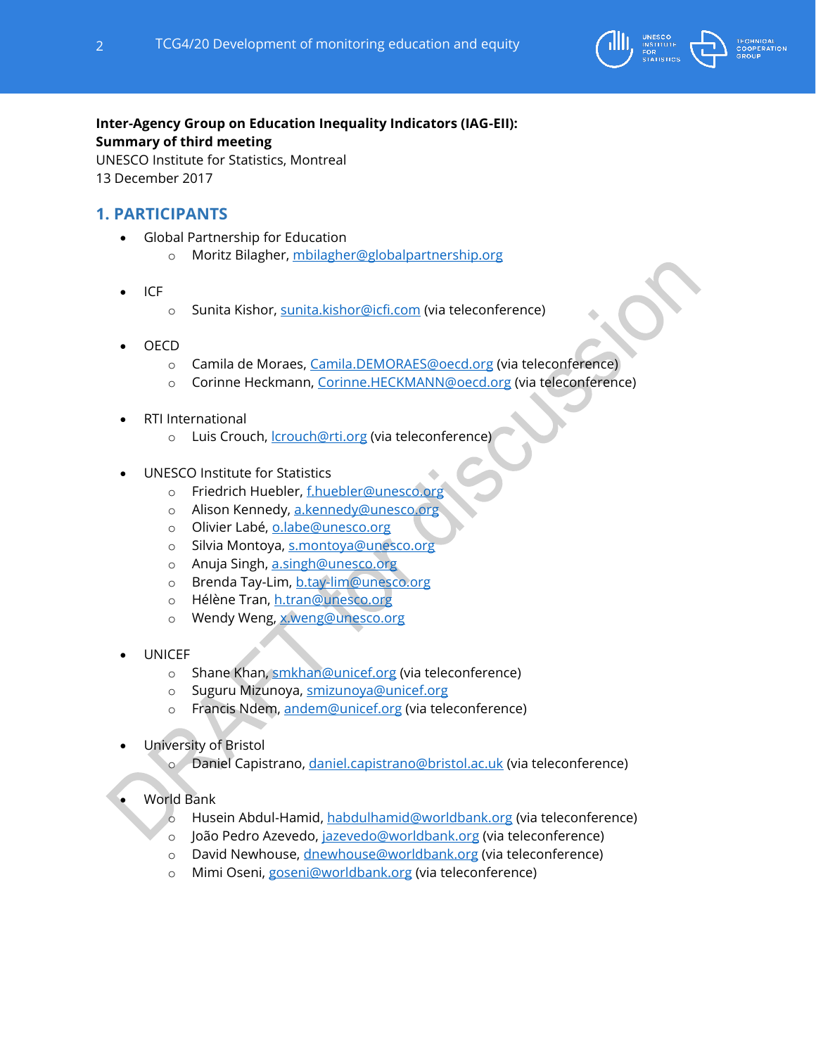**Inter-Agency Group on Education Inequality Indicators (IAG-EII): Summary of third meeting**
UNESCO Institute for Statistics, Montreal
13 December 2017

## 1. PARTICIPANTS

- Global Partnership for Education
  - Moritz Bilagher, mbilagher@globalpartnership.org

- ICF
  - Sunita Kishor, sunita.kishor@icfi.com (via teleconference)

- OECD
  - Camila de Moraes, Camila.DEMORAES@oecd.org (via teleconference)
  - Corinne Heckmann, Corinne.HECKMANN@oecd.org (via teleconference)

- RTI International
  - Luis Crouch, lcrouch@rti.org (via teleconference)

- UNESCO Institute for Statistics
  - Friedrich Huebler, f.huebler@unesco.org
  - Alison Kennedy, a.kennedy@unesco.org
  - Olivier Labé, o.labe@unesco.org
  - Silvia Montoya, s.montoya@unesco.org
  - Anuja Singh, a.singh@unesco.org
  - Brenda Tay-Lim, b.tay-lim@unesco.org
  - Hélène Tran, h.tran@unesco.org
  - Wendy Weng, x.weng@unesco.org

- UNICEF
  - Shane Khan, smkhan@unicef.org (via teleconference)
  - Suguru Mizunoya, smizunoya@unicef.org
  - Francis Ndem, andem@unicef.org (via teleconference)

- University of Bristol
  - Daniel Capistrano, daniel.capistrano@bristol.ac.uk (via teleconference)

- World Bank
  - Husein Abdul-Hamid, habdulhamid@worldbank.org (via teleconference)
  - João Pedro Azevedo, jazevedo@worldbank.org (via teleconference)
  - David Newhouse, dnewhouse@worldbank.org (via teleconference)
  - Mimi Oseni, goseni@worldbank.org (via teleconference)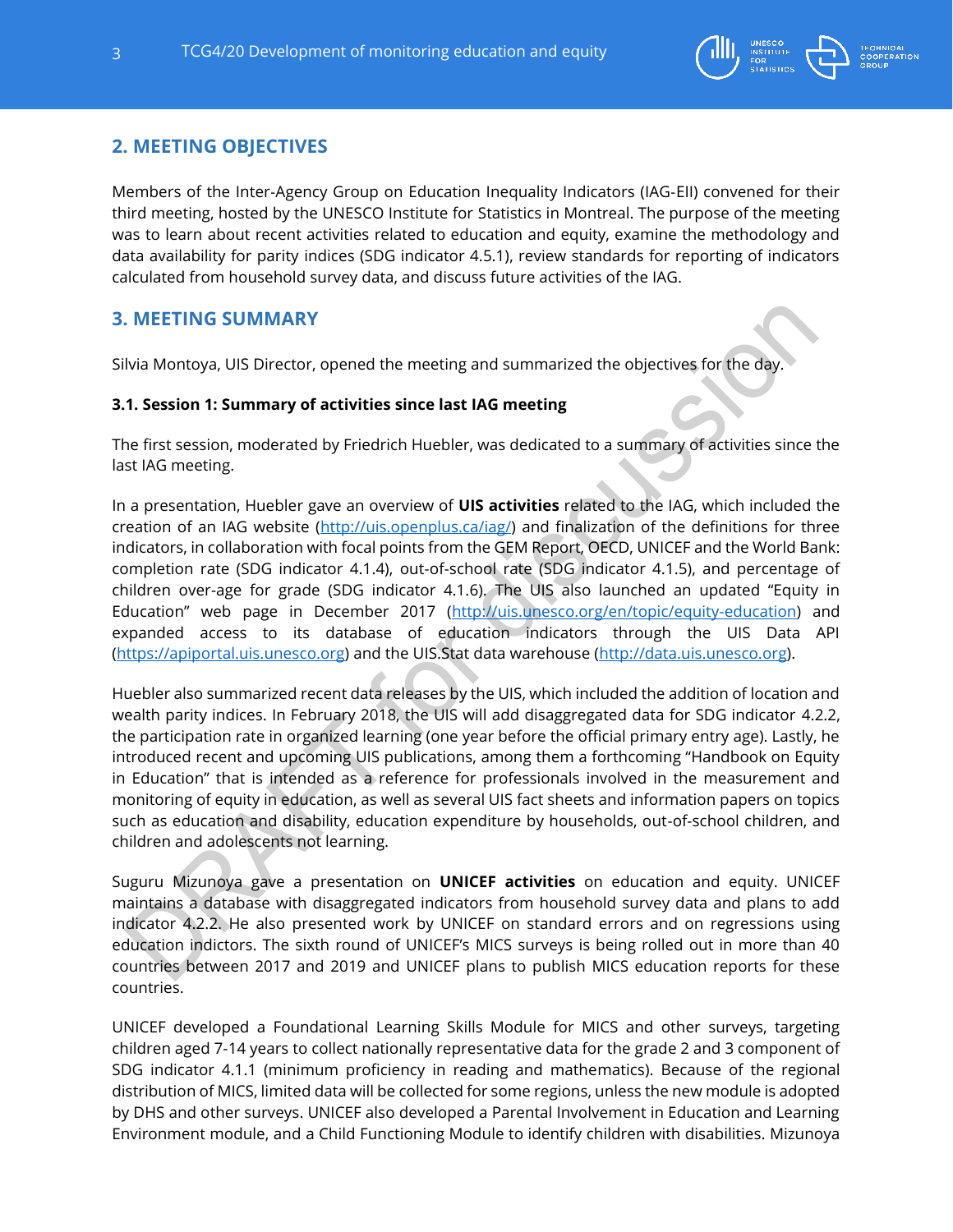## 2. MEETING OBJECTIVES

Members of the Inter-Agency Group on Education Inequality Indicators (IAG-EII) convened for their third meeting, hosted by the UNESCO Institute for Statistics in Montreal. The purpose of the meeting was to learn about recent activities related to education and equity, examine the methodology and data availability for parity indices (SDG indicator 4.5.1), review standards for reporting of indicators calculated from household survey data, and discuss future activities of the IAG.

## 3. MEETING SUMMARY

Silvia Montoya, UIS Director, opened the meeting and summarized the objectives for the day.

### 3.1. Session 1: Summary of activities since last IAG meeting

The first session, moderated by Friedrich Huebler, was dedicated to a summary of activities since the last IAG meeting.

In a presentation, Huebler gave an overview of **UIS activities** related to the IAG, which included the creation of an IAG website (http://uis.openplus.ca/iag/) and finalization of the definitions for three indicators, in collaboration with focal points from the GEM Report, OECD, UNICEF and the World Bank: completion rate (SDG indicator 4.1.4), out-of-school rate (SDG indicator 4.1.5), and percentage of children over-age for grade (SDG indicator 4.1.6). The UIS also launched an updated "Equity in Education" web page in December 2017 (http://uis.unesco.org/en/topic/equity-education) and expanded access to its database of education indicators through the UIS Data API (https://apiportal.uis.unesco.org) and the UIS.Stat data warehouse (http://data.uis.unesco.org).

Huebler also summarized recent data releases by the UIS, which included the addition of location and wealth parity indices. In February 2018, the UIS will add disaggregated data for SDG indicator 4.2.2, the participation rate in organized learning (one year before the official primary entry age). Lastly, he introduced recent and upcoming UIS publications, among them a forthcoming "Handbook on Equity in Education" that is intended as a reference for professionals involved in the measurement and monitoring of equity in education, as well as several UIS fact sheets and information papers on topics such as education and disability, education expenditure by households, out-of-school children, and children and adolescents not learning.

Suguru Mizunoya gave a presentation on **UNICEF activities** on education and equity. UNICEF maintains a database with disaggregated indicators from household survey data and plans to add indicator 4.2.2. He also presented work by UNICEF on standard errors and on regressions using education indictors. The sixth round of UNICEF's MICS surveys is being rolled out in more than 40 countries between 2017 and 2019 and UNICEF plans to publish MICS education reports for these countries.

UNICEF developed a Foundational Learning Skills Module for MICS and other surveys, targeting children aged 7-14 years to collect nationally representative data for the grade 2 and 3 component of SDG indicator 4.1.1 (minimum proficiency in reading and mathematics). Because of the regional distribution of MICS, limited data will be collected for some regions, unless the new module is adopted by DHS and other surveys. UNICEF also developed a Parental Involvement in Education and Learning Environment module, and a Child Functioning Module to identify children with disabilities. Mizunoya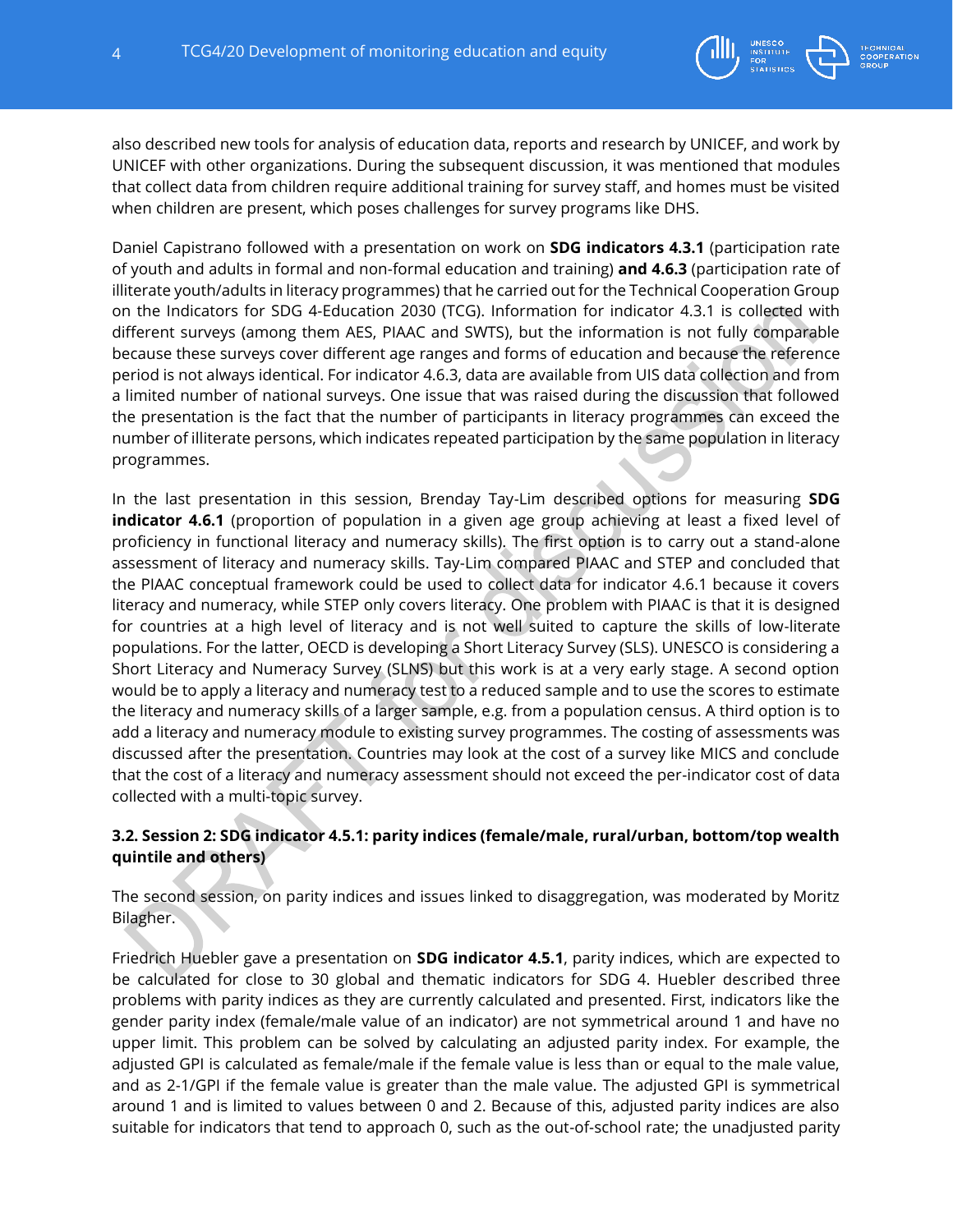also described new tools for analysis of education data, reports and research by UNICEF, and work by UNICEF with other organizations. During the subsequent discussion, it was mentioned that modules that collect data from children require additional training for survey staff, and homes must be visited when children are present, which poses challenges for survey programs like DHS.

Daniel Capistrano followed with a presentation on work on **SDG indicators 4.3.1** (participation rate of youth and adults in formal and non-formal education and training) **and 4.6.3** (participation rate of illiterate youth/adults in literacy programmes) that he carried out for the Technical Cooperation Group on the Indicators for SDG 4-Education 2030 (TCG). Information for indicator 4.3.1 is collected with different surveys (among them AES, PIAAC and SWTS), but the information is not fully comparable because these surveys cover different age ranges and forms of education and because the reference period is not always identical. For indicator 4.6.3, data are available from UIS data collection and from a limited number of national surveys. One issue that was raised during the discussion that followed the presentation is the fact that the number of participants in literacy programmes can exceed the number of illiterate persons, which indicates repeated participation by the same population in literacy programmes.

In the last presentation in this session, Brenday Tay-Lim described options for measuring **SDG indicator 4.6.1** (proportion of population in a given age group achieving at least a fixed level of proficiency in functional literacy and numeracy skills). The first option is to carry out a stand-alone assessment of literacy and numeracy skills. Tay-Lim compared PIAAC and STEP and concluded that the PIAAC conceptual framework could be used to collect data for indicator 4.6.1 because it covers literacy and numeracy, while STEP only covers literacy. One problem with PIAAC is that it is designed for countries at a high level of literacy and is not well suited to capture the skills of low-literate populations. For the latter, OECD is developing a Short Literacy Survey (SLS). UNESCO is considering a Short Literacy and Numeracy Survey (SLNS) but this work is at a very early stage. A second option would be to apply a literacy and numeracy test to a reduced sample and to use the scores to estimate the literacy and numeracy skills of a larger sample, e.g. from a population census. A third option is to add a literacy and numeracy module to existing survey programmes. The costing of assessments was discussed after the presentation. Countries may look at the cost of a survey like MICS and conclude that the cost of a literacy and numeracy assessment should not exceed the per-indicator cost of data collected with a multi-topic survey.

### 3.2. Session 2: SDG indicator 4.5.1: parity indices (female/male, rural/urban, bottom/top wealth quintile and others)

The second session, on parity indices and issues linked to disaggregation, was moderated by Moritz Bilagher.

Friedrich Huebler gave a presentation on **SDG indicator 4.5.1**, parity indices, which are expected to be calculated for close to 30 global and thematic indicators for SDG 4. Huebler described three problems with parity indices as they are currently calculated and presented. First, indicators like the gender parity index (female/male value of an indicator) are not symmetrical around 1 and have no upper limit. This problem can be solved by calculating an adjusted parity index. For example, the adjusted GPI is calculated as female/male if the female value is less than or equal to the male value, and as 2-1/GPI if the female value is greater than the male value. The adjusted GPI is symmetrical around 1 and is limited to values between 0 and 2. Because of this, adjusted parity indices are also suitable for indicators that tend to approach 0, such as the out-of-school rate; the unadjusted parity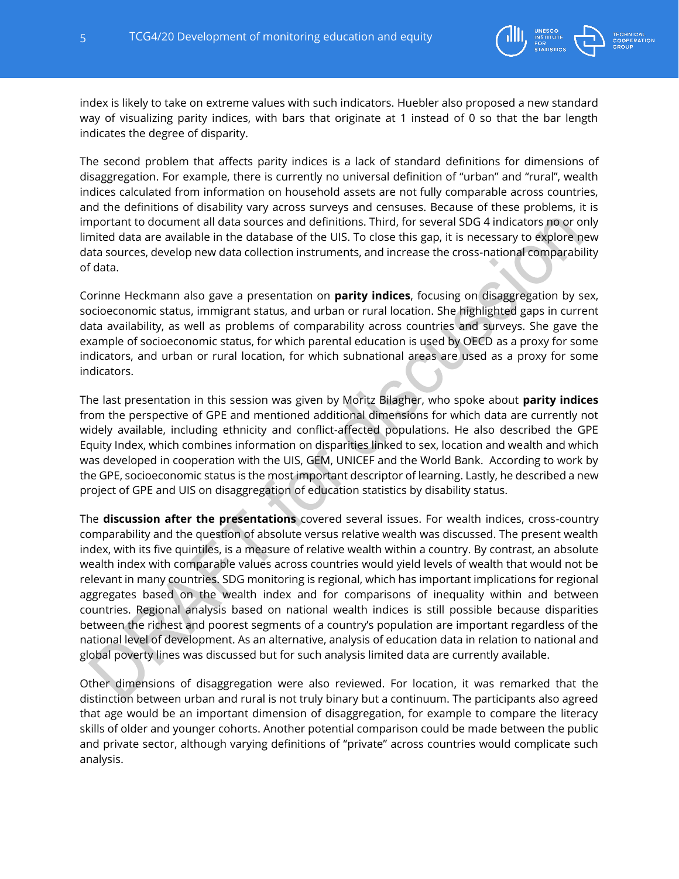index is likely to take on extreme values with such indicators. Huebler also proposed a new standard way of visualizing parity indices, with bars that originate at 1 instead of 0 so that the bar length indicates the degree of disparity.

The second problem that affects parity indices is a lack of standard definitions for dimensions of disaggregation. For example, there is currently no universal definition of "urban" and "rural", wealth indices calculated from information on household assets are not fully comparable across countries, and the definitions of disability vary across surveys and censuses. Because of these problems, it is important to document all data sources and definitions. Third, for several SDG 4 indicators no or only limited data are available in the database of the UIS. To close this gap, it is necessary to explore new data sources, develop new data collection instruments, and increase the cross-national comparability of data.

Corinne Heckmann also gave a presentation on **parity indices**, focusing on disaggregation by sex, socioeconomic status, immigrant status, and urban or rural location. She highlighted gaps in current data availability, as well as problems of comparability across countries and surveys. She gave the example of socioeconomic status, for which parental education is used by OECD as a proxy for some indicators, and urban or rural location, for which subnational areas are used as a proxy for some indicators.

The last presentation in this session was given by Moritz Bilagher, who spoke about **parity indices** from the perspective of GPE and mentioned additional dimensions for which data are currently not widely available, including ethnicity and conflict-affected populations. He also described the GPE Equity Index, which combines information on disparities linked to sex, location and wealth and which was developed in cooperation with the UIS, GEM, UNICEF and the World Bank. According to work by the GPE, socioeconomic status is the most important descriptor of learning. Lastly, he described a new project of GPE and UIS on disaggregation of education statistics by disability status.

The **discussion after the presentations** covered several issues. For wealth indices, cross-country comparability and the question of absolute versus relative wealth was discussed. The present wealth index, with its five quintiles, is a measure of relative wealth within a country. By contrast, an absolute wealth index with comparable values across countries would yield levels of wealth that would not be relevant in many countries. SDG monitoring is regional, which has important implications for regional aggregates based on the wealth index and for comparisons of inequality within and between countries. Regional analysis based on national wealth indices is still possible because disparities between the richest and poorest segments of a country's population are important regardless of the national level of development. As an alternative, analysis of education data in relation to national and global poverty lines was discussed but for such analysis limited data are currently available.

Other dimensions of disaggregation were also reviewed. For location, it was remarked that the distinction between urban and rural is not truly binary but a continuum. The participants also agreed that age would be an important dimension of disaggregation, for example to compare the literacy skills of older and younger cohorts. Another potential comparison could be made between the public and private sector, although varying definitions of "private" across countries would complicate such analysis.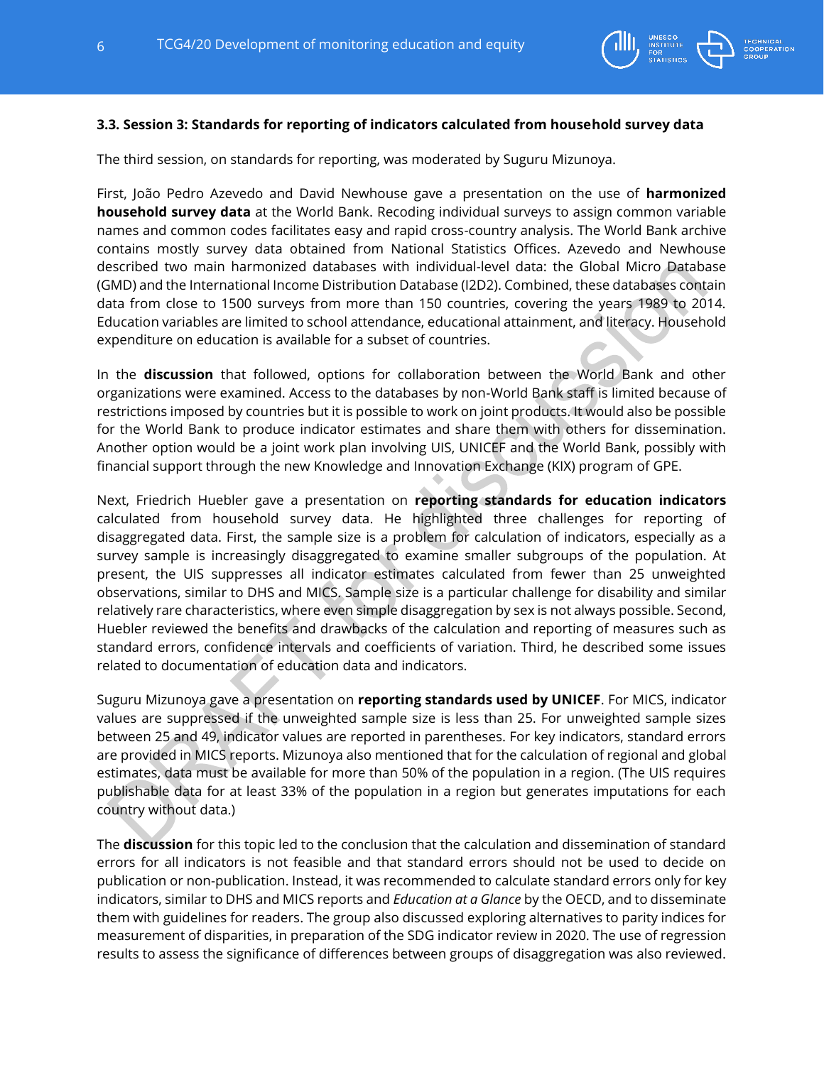### 3.3. Session 3: Standards for reporting of indicators calculated from household survey data

The third session, on standards for reporting, was moderated by Suguru Mizunoya.

First, João Pedro Azevedo and David Newhouse gave a presentation on the use of **harmonized household survey data** at the World Bank. Recoding individual surveys to assign common variable names and common codes facilitates easy and rapid cross-country analysis. The World Bank archive contains mostly survey data obtained from National Statistics Offices. Azevedo and Newhouse described two main harmonized databases with individual-level data: the Global Micro Database (GMD) and the International Income Distribution Database (I2D2). Combined, these databases contain data from close to 1500 surveys from more than 150 countries, covering the years 1989 to 2014. Education variables are limited to school attendance, educational attainment, and literacy. Household expenditure on education is available for a subset of countries.

In the **discussion** that followed, options for collaboration between the World Bank and other organizations were examined. Access to the databases by non-World Bank staff is limited because of restrictions imposed by countries but it is possible to work on joint products. It would also be possible for the World Bank to produce indicator estimates and share them with others for dissemination. Another option would be a joint work plan involving UIS, UNICEF and the World Bank, possibly with financial support through the new Knowledge and Innovation Exchange (KIX) program of GPE.

Next, Friedrich Huebler gave a presentation on **reporting standards for education indicators** calculated from household survey data. He highlighted three challenges for reporting of disaggregated data. First, the sample size is a problem for calculation of indicators, especially as a survey sample is increasingly disaggregated to examine smaller subgroups of the population. At present, the UIS suppresses all indicator estimates calculated from fewer than 25 unweighted observations, similar to DHS and MICS. Sample size is a particular challenge for disability and similar relatively rare characteristics, where even simple disaggregation by sex is not always possible. Second, Huebler reviewed the benefits and drawbacks of the calculation and reporting of measures such as standard errors, confidence intervals and coefficients of variation. Third, he described some issues related to documentation of education data and indicators.

Suguru Mizunoya gave a presentation on **reporting standards used by UNICEF**. For MICS, indicator values are suppressed if the unweighted sample size is less than 25. For unweighted sample sizes between 25 and 49, indicator values are reported in parentheses. For key indicators, standard errors are provided in MICS reports. Mizunoya also mentioned that for the calculation of regional and global estimates, data must be available for more than 50% of the population in a region. (The UIS requires publishable data for at least 33% of the population in a region but generates imputations for each country without data.)

The **discussion** for this topic led to the conclusion that the calculation and dissemination of standard errors for all indicators is not feasible and that standard errors should not be used to decide on publication or non-publication. Instead, it was recommended to calculate standard errors only for key indicators, similar to DHS and MICS reports and *Education at a Glance* by the OECD, and to disseminate them with guidelines for readers. The group also discussed exploring alternatives to parity indices for measurement of disparities, in preparation of the SDG indicator review in 2020. The use of regression results to assess the significance of differences between groups of disaggregation was also reviewed.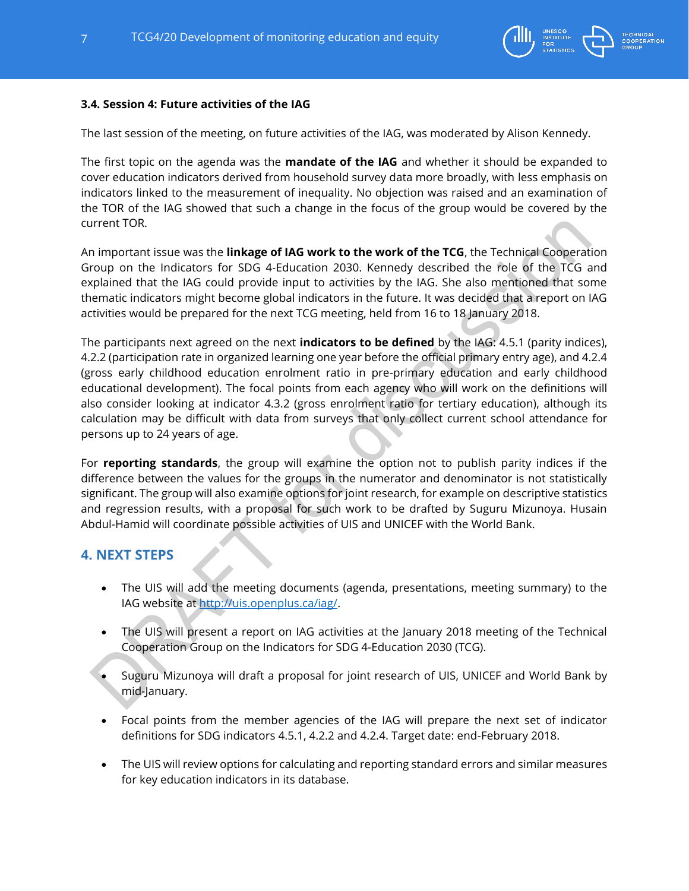### 3.4. Session 4: Future activities of the IAG

The last session of the meeting, on future activities of the IAG, was moderated by Alison Kennedy.

The first topic on the agenda was the **mandate of the IAG** and whether it should be expanded to cover education indicators derived from household survey data more broadly, with less emphasis on indicators linked to the measurement of inequality. No objection was raised and an examination of the TOR of the IAG showed that such a change in the focus of the group would be covered by the current TOR.

An important issue was the **linkage of IAG work to the work of the TCG**, the Technical Cooperation Group on the Indicators for SDG 4-Education 2030. Kennedy described the role of the TCG and explained that the IAG could provide input to activities by the IAG. She also mentioned that some thematic indicators might become global indicators in the future. It was decided that a report on IAG activities would be prepared for the next TCG meeting, held from 16 to 18 January 2018.

The participants next agreed on the next **indicators to be defined** by the IAG: 4.5.1 (parity indices), 4.2.2 (participation rate in organized learning one year before the official primary entry age), and 4.2.4 (gross early childhood education enrolment ratio in pre-primary education and early childhood educational development). The focal points from each agency who will work on the definitions will also consider looking at indicator 4.3.2 (gross enrolment ratio for tertiary education), although its calculation may be difficult with data from surveys that only collect current school attendance for persons up to 24 years of age.

For **reporting standards**, the group will examine the option not to publish parity indices if the difference between the values for the groups in the numerator and denominator is not statistically significant. The group will also examine options for joint research, for example on descriptive statistics and regression results, with a proposal for such work to be drafted by Suguru Mizunoya. Husain Abdul-Hamid will coordinate possible activities of UIS and UNICEF with the World Bank.

## 4. NEXT STEPS

- The UIS will add the meeting documents (agenda, presentations, meeting summary) to the IAG website at http://uis.openplus.ca/iag/.
- The UIS will present a report on IAG activities at the January 2018 meeting of the Technical Cooperation Group on the Indicators for SDG 4-Education 2030 (TCG).
- Suguru Mizunoya will draft a proposal for joint research of UIS, UNICEF and World Bank by mid-January.
- Focal points from the member agencies of the IAG will prepare the next set of indicator definitions for SDG indicators 4.5.1, 4.2.2 and 4.2.4. Target date: end-February 2018.
- The UIS will review options for calculating and reporting standard errors and similar measures for key education indicators in its database.